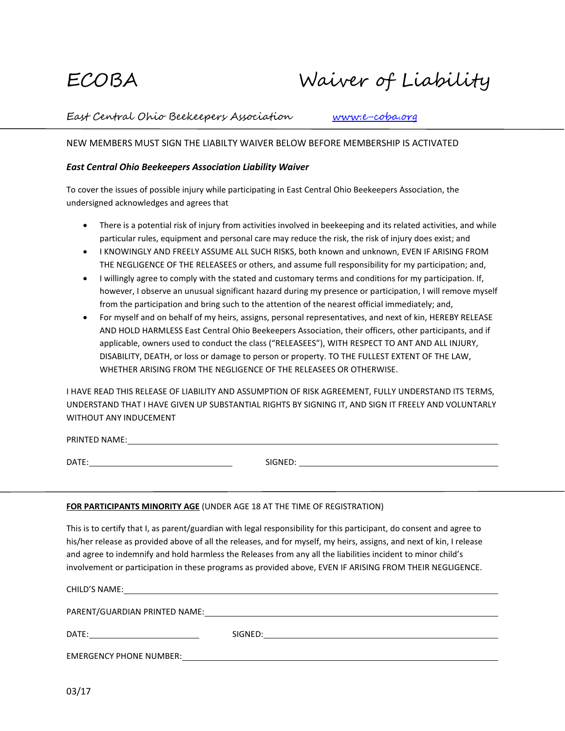# ECOBA Waiver of Liability

East Central Ohio Beekeepers Association [www.e-coba.org](http://www.e-coba.org)

---

NEW MEMBERS MUST SIGN THE LIABILTY WAIVER BELOW BEFORE MEMBERSHIP IS ACTIVATED

***East Central Ohio Beekeepers Association Liability Waiver***

To cover the issues of possible injury while participating in East Central Ohio Beekeepers Association, the undersigned acknowledges and agrees that

- There is a potential risk of injury from activities involved in beekeeping and its related activities, and while particular rules, equipment and personal care may reduce the risk, the risk of injury does exist; and
- I KNOWINGLY AND FREELY ASSUME ALL SUCH RISKS, both known and unknown, EVEN IF ARISING FROM THE NEGLIGENCE OF THE RELEASEES or others, and assume full responsibility for my participation; and,
- I willingly agree to comply with the stated and customary terms and conditions for my participation. If, however, I observe an unusual significant hazard during my presence or participation, I will remove myself from the participation and bring such to the attention of the nearest official immediately; and,
- For myself and on behalf of my heirs, assigns, personal representatives, and next of kin, HEREBY RELEASE AND HOLD HARMLESS East Central Ohio Beekeepers Association, their officers, other participants, and if applicable, owners used to conduct the class ("RELEASEES"), WITH RESPECT TO ANT AND ALL INJURY, DISABILITY, DEATH, or loss or damage to person or property. TO THE FULLEST EXTENT OF THE LAW, WHETHER ARISING FROM THE NEGLIGENCE OF THE RELEASEES OR OTHERWISE.

I HAVE READ THIS RELEASE OF LIABILITY AND ASSUMPTION OF RISK AGREEMENT, FULLY UNDERSTAND ITS TERMS, UNDERSTAND THAT I HAVE GIVEN UP SUBSTANTIAL RIGHTS BY SIGNING IT, AND SIGN IT FREELY AND VOLUNTARLY WITHOUT ANY INDUCEMENT

PRINTED NAME: ____________________________________________

DATE: ____________________ SIGNED: ____________________________

---

**FOR PARTICIPANTS MINORITY AGE** (UNDER AGE 18 AT THE TIME OF REGISTRATION)

This is to certify that I, as parent/guardian with legal responsibility for this participant, do consent and agree to his/her release as provided above of all the releases, and for myself, my heirs, assigns, and next of kin, I release and agree to indemnify and hold harmless the Releases from any all the liabilities incident to minor child's involvement or participation in these programs as provided above, EVEN IF ARISING FROM THEIR NEGLIGENCE.

CHILD'S NAME: ____________________________________________

PARENT/GUARDIAN PRINTED NAME: ____________________________________________

DATE: ____________________ SIGNED: ____________________________

EMERGENCY PHONE NUMBER: ____________________________________________

03/17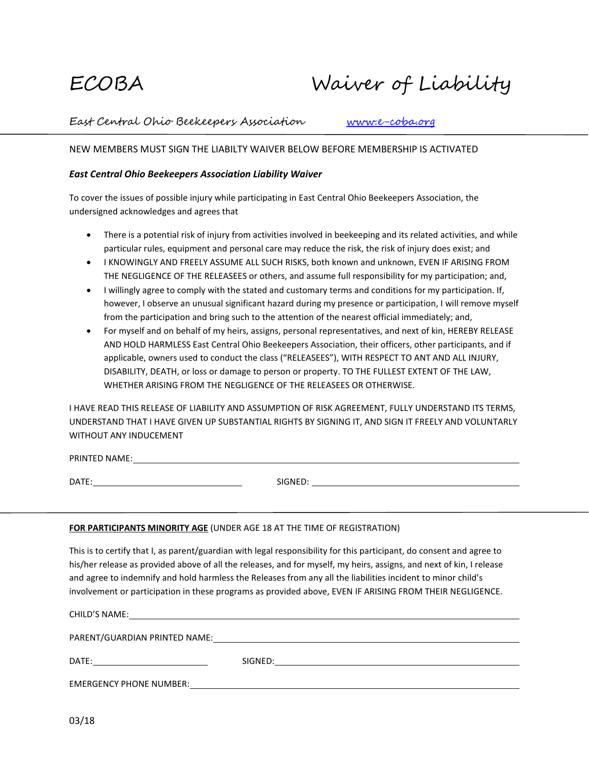# ECOBA Waiver of Liability

East Central Ohio Beekeepers Association [www.e-coba.org](http://www.e-coba.org)

---

NEW MEMBERS MUST SIGN THE LIABILTY WAIVER BELOW BEFORE MEMBERSHIP IS ACTIVATED

***East Central Ohio Beekeepers Association Liability Waiver***

To cover the issues of possible injury while participating in East Central Ohio Beekeepers Association, the undersigned acknowledges and agrees that

- There is a potential risk of injury from activities involved in beekeeping and its related activities, and while particular rules, equipment and personal care may reduce the risk, the risk of injury does exist; and
- I KNOWINGLY AND FREELY ASSUME ALL SUCH RISKS, both known and unknown, EVEN IF ARISING FROM THE NEGLIGENCE OF THE RELEASEES or others, and assume full responsibility for my participation; and,
- I willingly agree to comply with the stated and customary terms and conditions for my participation. If, however, I observe an unusual significant hazard during my presence or participation, I will remove myself from the participation and bring such to the attention of the nearest official immediately; and,
- For myself and on behalf of my heirs, assigns, personal representatives, and next of kin, HEREBY RELEASE AND HOLD HARMLESS East Central Ohio Beekeepers Association, their officers, other participants, and if applicable, owners used to conduct the class ("RELEASEES"), WITH RESPECT TO ANT AND ALL INJURY, DISABILITY, DEATH, or loss or damage to person or property. TO THE FULLEST EXTENT OF THE LAW, WHETHER ARISING FROM THE NEGLIGENCE OF THE RELEASEES OR OTHERWISE.

I HAVE READ THIS RELEASE OF LIABILITY AND ASSUMPTION OF RISK AGREEMENT, FULLY UNDERSTAND ITS TERMS, UNDERSTAND THAT I HAVE GIVEN UP SUBSTANTIAL RIGHTS BY SIGNING IT, AND SIGN IT FREELY AND VOLUNTARILY WITHOUT ANY INDUCEMENT

PRINTED NAME: ______________________________

DATE: ____________________ SIGNED: ______________________________

---

**FOR PARTICIPANTS MINORITY AGE** (UNDER AGE 18 AT THE TIME OF REGISTRATION)

This is to certify that I, as parent/guardian with legal responsibility for this participant, do consent and agree to his/her release as provided above of all the releases, and for myself, my heirs, assigns, and next of kin, I release and agree to indemnify and hold harmless the Releases from any all the liabilities incident to minor child's involvement or participation in these programs as provided above, EVEN IF ARISING FROM THEIR NEGLIGENCE.

CHILD'S NAME: ______________________________

PARENT/GUARDIAN PRINTED NAME: ______________________________

DATE: ____________________ SIGNED: ______________________________

EMERGENCY PHONE NUMBER: ______________________________

03/18